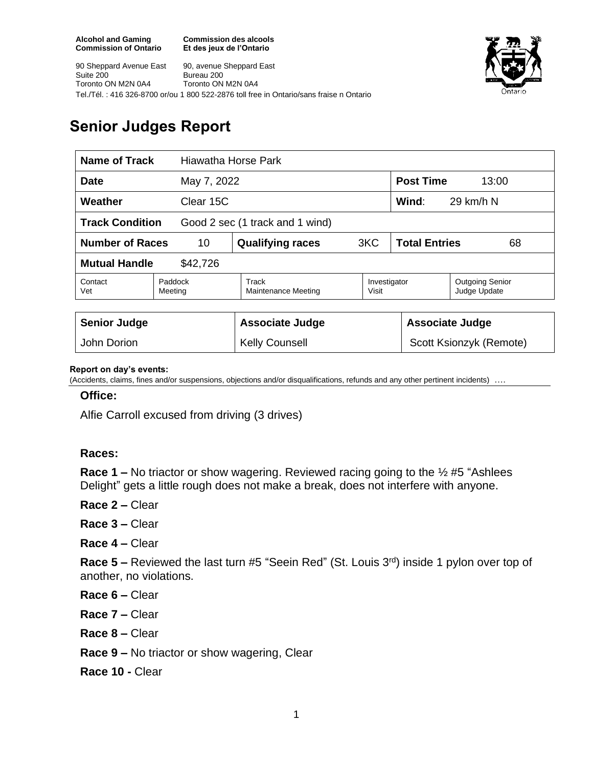**Alcohol and Gaming Commission of Ontario**
**Commission des alcools Et des jeux de l'Ontario**

90 Sheppard Avenue East
Suite 200
Toronto ON M2N 0A4

90, avenue Sheppard East
Bureau 200
Toronto ON M2N 0A4

Tel./Tél. : 416 326-8700 or/ou 1 800 522-2876 toll free in Ontario/sans fraise n Ontario

# Senior Judges Report

| **Name of Track** | Hiawatha Horse Park | | | | |
|---|---|---|---|---|---|
| **Date** | May 7, 2022 | | | **Post Time** | 13:00 |
| **Weather** | Clear 15C | | | **Wind**: | 29 km/h N |
| **Track Condition** | Good 2 sec (1 track and 1 wind) | | | | |
| **Number of Races** | 10 | **Qualifying races** | 3KC | **Total Entries** | 68 |
| **Mutual Handle** | $42,726 | | | | |
| Contact Vet | Paddock Meeting | Track Maintenance Meeting | Investigator Visit | Outgoing Senior Judge Update | |

| **Senior Judge** | **Associate Judge** | **Associate Judge** |
|---|---|---|
| John Dorion | Kelly Counsell | Scott Ksionzyk (Remote) |

**Report on day's events:**
(Accidents, claims, fines and/or suspensions, objections and/or disqualifications, refunds and any other pertinent incidents) ….

**Office:**

Alfie Carroll excused from driving (3 drives)

**Races:**

**Race 1 –** No triactor or show wagering. Reviewed racing going to the ½ #5 "Ashlees Delight" gets a little rough does not make a break, does not interfere with anyone.

**Race 2 –** Clear

**Race 3 –** Clear

**Race 4 –** Clear

**Race 5 –** Reviewed the last turn #5 "Seein Red" (St. Louis 3rd) inside 1 pylon over top of another, no violations.

**Race 6 –** Clear

**Race 7 –** Clear

**Race 8 –** Clear

**Race 9 –** No triactor or show wagering, Clear

**Race 10 -** Clear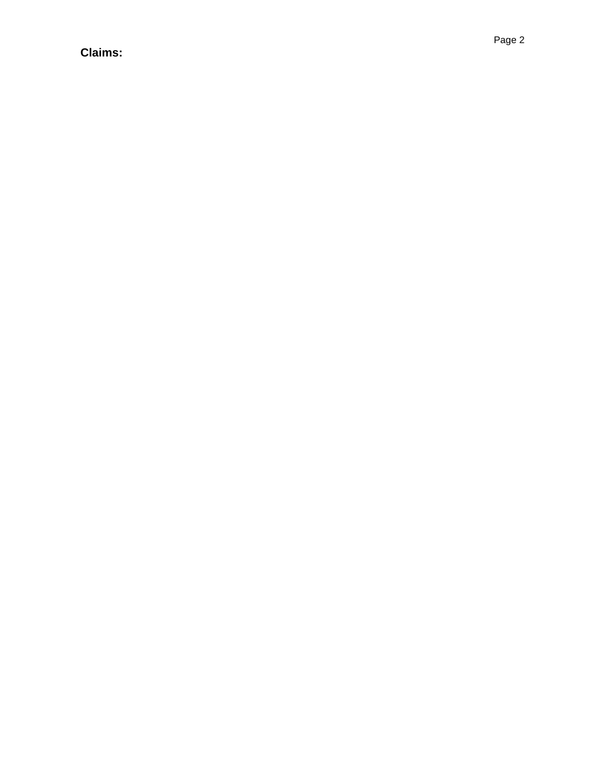**Claims:**